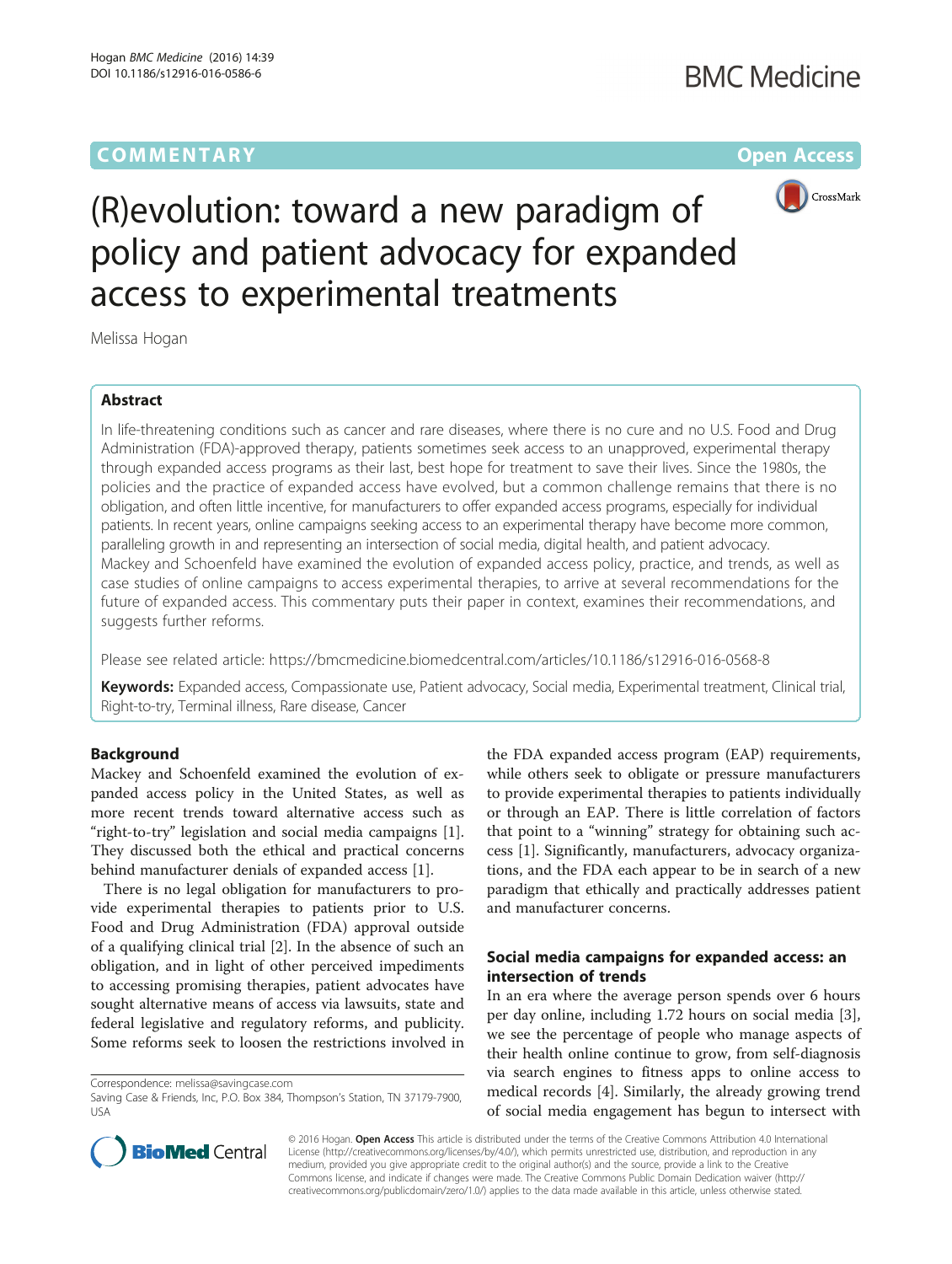COMMENTARY Open Access

# (R)evolution: toward a new paradigm of policy and patient advocacy for expanded access to experimental treatments

Melissa Hogan

## Abstract

In life-threatening conditions such as cancer and rare diseases, where there is no cure and no U.S. Food and Drug Administration (FDA)-approved therapy, patients sometimes seek access to an unapproved, experimental therapy through expanded access programs as their last, best hope for treatment to save their lives. Since the 1980s, the policies and the practice of expanded access have evolved, but a common challenge remains that there is no obligation, and often little incentive, for manufacturers to offer expanded access programs, especially for individual patients. In recent years, online campaigns seeking access to an experimental therapy have become more common, paralleling growth in and representing an intersection of social media, digital health, and patient advocacy. Mackey and Schoenfeld have examined the evolution of expanded access policy, practice, and trends, as well as case studies of online campaigns to access experimental therapies, to arrive at several recommendations for the future of expanded access. This commentary puts their paper in context, examines their recommendations, and suggests further reforms.

Please see related article: https://bmcmedicine.biomedcentral.com/articles/10.1186/s12916-016-0568-8

**Keywords:** Expanded access, Compassionate use, Patient advocacy, Social media, Experimental treatment, Clinical trial, Right-to-try, Terminal illness, Rare disease, Cancer

## Background

Mackey and Schoenfeld examined the evolution of expanded access policy in the United States, as well as more recent trends toward alternative access such as "right-to-try" legislation and social media campaigns [1]. They discussed both the ethical and practical concerns behind manufacturer denials of expanded access [1].

There is no legal obligation for manufacturers to provide experimental therapies to patients prior to U.S. Food and Drug Administration (FDA) approval outside of a qualifying clinical trial [2]. In the absence of such an obligation, and in light of other perceived impediments to accessing promising therapies, patient advocates have sought alternative means of access via lawsuits, state and federal legislative and regulatory reforms, and publicity. Some reforms seek to loosen the restrictions involved in the FDA expanded access program (EAP) requirements, while others seek to obligate or pressure manufacturers to provide experimental therapies to patients individually or through an EAP. There is little correlation of factors that point to a "winning" strategy for obtaining such access [1]. Significantly, manufacturers, advocacy organizations, and the FDA each appear to be in search of a new paradigm that ethically and practically addresses patient and manufacturer concerns.

## Social media campaigns for expanded access: an intersection of trends

In an era where the average person spends over 6 hours per day online, including 1.72 hours on social media [3], we see the percentage of people who manage aspects of their health online continue to grow, from self-diagnosis via search engines to fitness apps to online access to medical records [4]. Similarly, the already growing trend of social media engagement has begun to intersect with

Correspondence: melissa@savingcase.com
Saving Case & Friends, Inc, P.O. Box 384, Thompson's Station, TN 37179-7900, USA

© 2016 Hogan. **Open Access** This article is distributed under the terms of the Creative Commons Attribution 4.0 International License (http://creativecommons.org/licenses/by/4.0/), which permits unrestricted use, distribution, and reproduction in any medium, provided you give appropriate credit to the original author(s) and the source, provide a link to the Creative Commons license, and indicate if changes were made. The Creative Commons Public Domain Dedication waiver (http://creativecommons.org/publicdomain/zero/1.0/) applies to the data made available in this article, unless otherwise stated.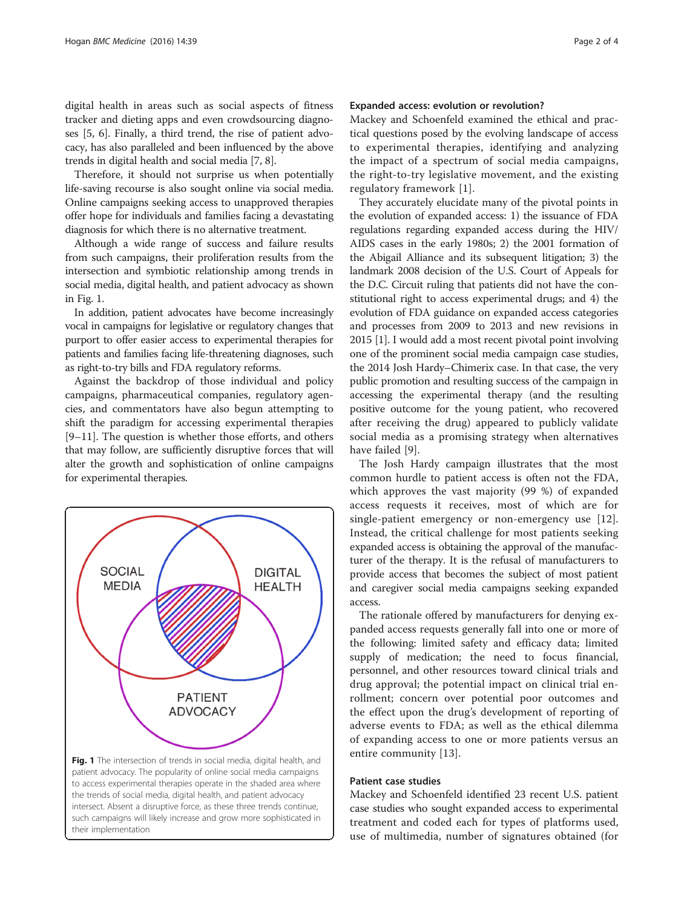digital health in areas such as social aspects of fitness tracker and dieting apps and even crowdsourcing diagnoses [5, 6]. Finally, a third trend, the rise of patient advocacy, has also paralleled and been influenced by the above trends in digital health and social media [7, 8].

Therefore, it should not surprise us when potentially life-saving recourse is also sought online via social media. Online campaigns seeking access to unapproved therapies offer hope for individuals and families facing a devastating diagnosis for which there is no alternative treatment.

Although a wide range of success and failure results from such campaigns, their proliferation results from the intersection and symbiotic relationship among trends in social media, digital health, and patient advocacy as shown in Fig. 1.

In addition, patient advocates have become increasingly vocal in campaigns for legislative or regulatory changes that purport to offer easier access to experimental therapies for patients and families facing life-threatening diagnoses, such as right-to-try bills and FDA regulatory reforms.

Against the backdrop of those individual and policy campaigns, pharmaceutical companies, regulatory agencies, and commentators have also begun attempting to shift the paradigm for accessing experimental therapies [9–11]. The question is whether those efforts, and others that may follow, are sufficiently disruptive forces that will alter the growth and sophistication of online campaigns for experimental therapies.

**Fig. 1** The intersection of trends in social media, digital health, and patient advocacy. The popularity of online social media campaigns to access experimental therapies operate in the shaded area where the trends of social media, digital health, and patient advocacy intersect. Absent a disruptive force, as these three trends continue, such campaigns will likely increase and grow more sophisticated in their implementation

## Expanded access: evolution or revolution?

Mackey and Schoenfeld examined the ethical and practical questions posed by the evolving landscape of access to experimental therapies, identifying and analyzing the impact of a spectrum of social media campaigns, the right-to-try legislative movement, and the existing regulatory framework [1].

They accurately elucidate many of the pivotal points in the evolution of expanded access: 1) the issuance of FDA regulations regarding expanded access during the HIV/AIDS cases in the early 1980s; 2) the 2001 formation of the Abigail Alliance and its subsequent litigation; 3) the landmark 2008 decision of the U.S. Court of Appeals for the D.C. Circuit ruling that patients did not have the constitutional right to access experimental drugs; and 4) the evolution of FDA guidance on expanded access categories and processes from 2009 to 2013 and new revisions in 2015 [1]. I would add a most recent pivotal point involving one of the prominent social media campaign case studies, the 2014 Josh Hardy–Chimerix case. In that case, the very public promotion and resulting success of the campaign in accessing the experimental therapy (and the resulting positive outcome for the young patient, who recovered after receiving the drug) appeared to publicly validate social media as a promising strategy when alternatives have failed [9].

The Josh Hardy campaign illustrates that the most common hurdle to patient access is often not the FDA, which approves the vast majority (99 %) of expanded access requests it receives, most of which are for single-patient emergency or non-emergency use [12]. Instead, the critical challenge for most patients seeking expanded access is obtaining the approval of the manufacturer of the therapy. It is the refusal of manufacturers to provide access that becomes the subject of most patient and caregiver social media campaigns seeking expanded access.

The rationale offered by manufacturers for denying expanded access requests generally fall into one or more of the following: limited safety and efficacy data; limited supply of medication; the need to focus financial, personnel, and other resources toward clinical trials and drug approval; the potential impact on clinical trial enrollment; concern over potential poor outcomes and the effect upon the drug's development of reporting of adverse events to FDA; as well as the ethical dilemma of expanding access to one or more patients versus an entire community [13].

## Patient case studies

Mackey and Schoenfeld identified 23 recent U.S. patient case studies who sought expanded access to experimental treatment and coded each for types of platforms used, use of multimedia, number of signatures obtained (for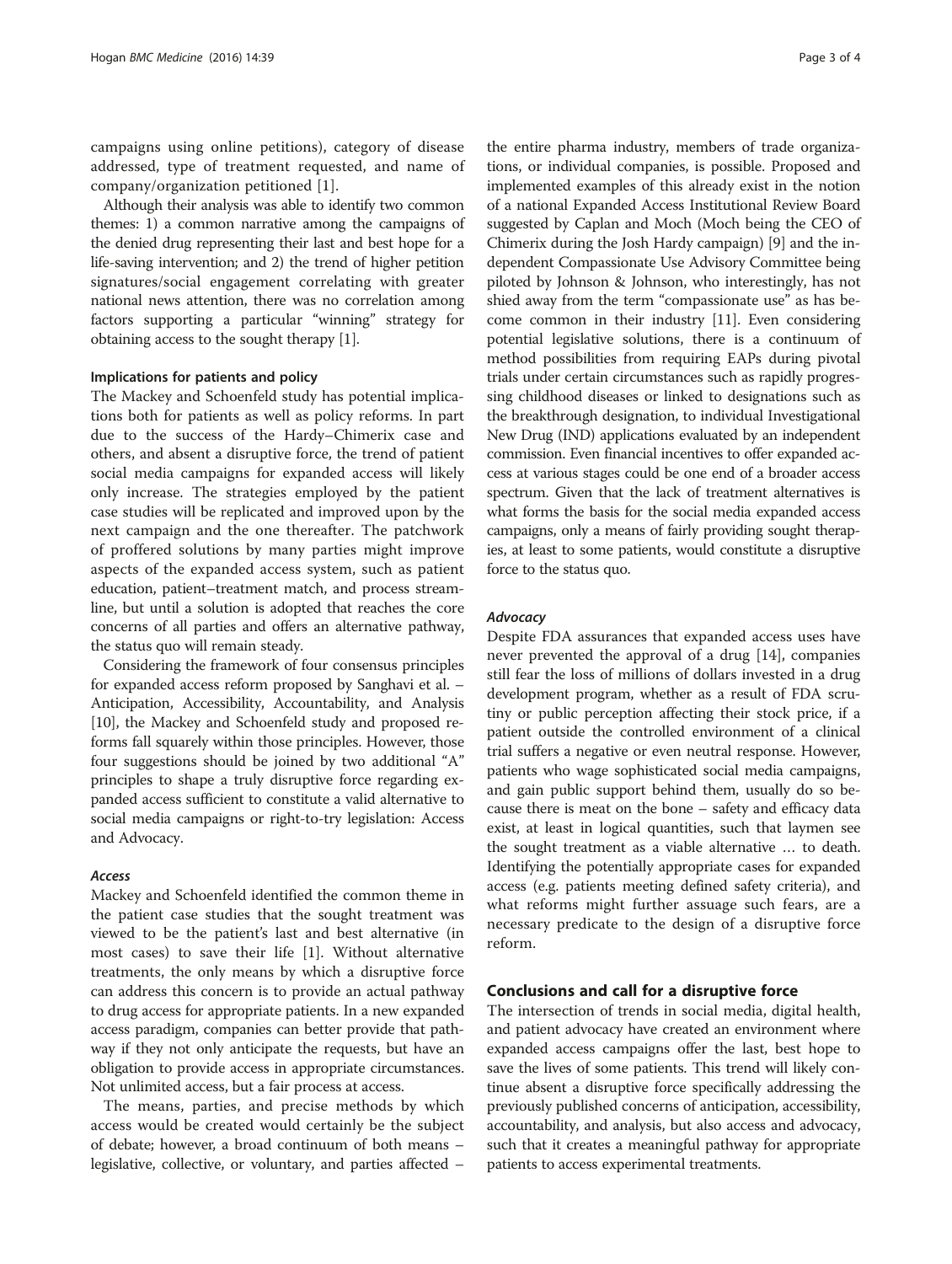campaigns using online petitions), category of disease addressed, type of treatment requested, and name of company/organization petitioned [1].

Although their analysis was able to identify two common themes: 1) a common narrative among the campaigns of the denied drug representing their last and best hope for a life-saving intervention; and 2) the trend of higher petition signatures/social engagement correlating with greater national news attention, there was no correlation among factors supporting a particular "winning" strategy for obtaining access to the sought therapy [1].

### Implications for patients and policy

The Mackey and Schoenfeld study has potential implications both for patients as well as policy reforms. In part due to the success of the Hardy–Chimerix case and others, and absent a disruptive force, the trend of patient social media campaigns for expanded access will likely only increase. The strategies employed by the patient case studies will be replicated and improved upon by the next campaign and the one thereafter. The patchwork of proffered solutions by many parties might improve aspects of the expanded access system, such as patient education, patient–treatment match, and process streamline, but until a solution is adopted that reaches the core concerns of all parties and offers an alternative pathway, the status quo will remain steady.

Considering the framework of four consensus principles for expanded access reform proposed by Sanghavi et al. – Anticipation, Accessibility, Accountability, and Analysis [10], the Mackey and Schoenfeld study and proposed reforms fall squarely within those principles. However, those four suggestions should be joined by two additional "A" principles to shape a truly disruptive force regarding expanded access sufficient to constitute a valid alternative to social media campaigns or right-to-try legislation: Access and Advocacy.

#### *Access*

Mackey and Schoenfeld identified the common theme in the patient case studies that the sought treatment was viewed to be the patient's last and best alternative (in most cases) to save their life [1]. Without alternative treatments, the only means by which a disruptive force can address this concern is to provide an actual pathway to drug access for appropriate patients. In a new expanded access paradigm, companies can better provide that pathway if they not only anticipate the requests, but have an obligation to provide access in appropriate circumstances. Not unlimited access, but a fair process at access.

The means, parties, and precise methods by which access would be created would certainly be the subject of debate; however, a broad continuum of both means – legislative, collective, or voluntary, and parties affected – the entire pharma industry, members of trade organizations, or individual companies, is possible. Proposed and implemented examples of this already exist in the notion of a national Expanded Access Institutional Review Board suggested by Caplan and Moch (Moch being the CEO of Chimerix during the Josh Hardy campaign) [9] and the independent Compassionate Use Advisory Committee being piloted by Johnson & Johnson, who interestingly, has not shied away from the term "compassionate use" as has become common in their industry [11]. Even considering potential legislative solutions, there is a continuum of method possibilities from requiring EAPs during pivotal trials under certain circumstances such as rapidly progressing childhood diseases or linked to designations such as the breakthrough designation, to individual Investigational New Drug (IND) applications evaluated by an independent commission. Even financial incentives to offer expanded access at various stages could be one end of a broader access spectrum. Given that the lack of treatment alternatives is what forms the basis for the social media expanded access campaigns, only a means of fairly providing sought therapies, at least to some patients, would constitute a disruptive force to the status quo.

#### *Advocacy*

Despite FDA assurances that expanded access uses have never prevented the approval of a drug [14], companies still fear the loss of millions of dollars invested in a drug development program, whether as a result of FDA scrutiny or public perception affecting their stock price, if a patient outside the controlled environment of a clinical trial suffers a negative or even neutral response. However, patients who wage sophisticated social media campaigns, and gain public support behind them, usually do so because there is meat on the bone – safety and efficacy data exist, at least in logical quantities, such that laymen see the sought treatment as a viable alternative … to death. Identifying the potentially appropriate cases for expanded access (e.g. patients meeting defined safety criteria), and what reforms might further assuage such fears, are a necessary predicate to the design of a disruptive force reform.

## Conclusions and call for a disruptive force

The intersection of trends in social media, digital health, and patient advocacy have created an environment where expanded access campaigns offer the last, best hope to save the lives of some patients. This trend will likely continue absent a disruptive force specifically addressing the previously published concerns of anticipation, accessibility, accountability, and analysis, but also access and advocacy, such that it creates a meaningful pathway for appropriate patients to access experimental treatments.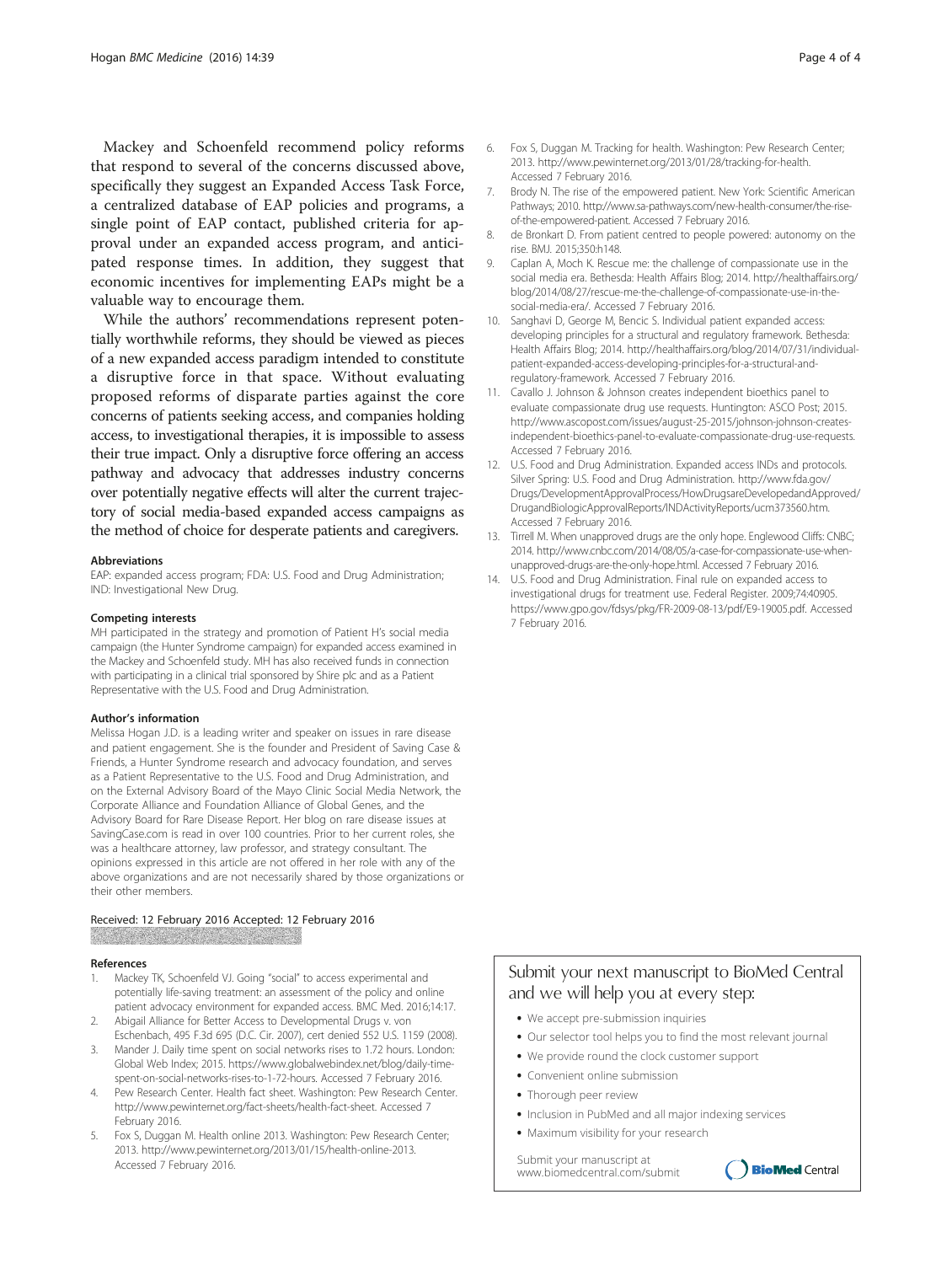Mackey and Schoenfeld recommend policy reforms that respond to several of the concerns discussed above, specifically they suggest an Expanded Access Task Force, a centralized database of EAP policies and programs, a single point of EAP contact, published criteria for approval under an expanded access program, and anticipated response times. In addition, they suggest that economic incentives for implementing EAPs might be a valuable way to encourage them.

While the authors' recommendations represent potentially worthwhile reforms, they should be viewed as pieces of a new expanded access paradigm intended to constitute a disruptive force in that space. Without evaluating proposed reforms of disparate parties against the core concerns of patients seeking access, and companies holding access, to investigational therapies, it is impossible to assess their true impact. Only a disruptive force offering an access pathway and advocacy that addresses industry concerns over potentially negative effects will alter the current trajectory of social media-based expanded access campaigns as the method of choice for desperate patients and caregivers.

#### Abbreviations

EAP: expanded access program; FDA: U.S. Food and Drug Administration; IND: Investigational New Drug.

#### Competing interests

MH participated in the strategy and promotion of Patient H's social media campaign (the Hunter Syndrome campaign) for expanded access examined in the Mackey and Schoenfeld study. MH has also received funds in connection with participating in a clinical trial sponsored by Shire plc and as a Patient Representative with the U.S. Food and Drug Administration.

#### Author's information

Melissa Hogan J.D. is a leading writer and speaker on issues in rare disease and patient engagement. She is the founder and President of Saving Case & Friends, a Hunter Syndrome research and advocacy foundation, and serves as a Patient Representative to the U.S. Food and Drug Administration, and on the External Advisory Board of the Mayo Clinic Social Media Network, the Corporate Alliance and Foundation Alliance of Global Genes, and the Advisory Board for Rare Disease Report. Her blog on rare disease issues at SavingCase.com is read in over 100 countries. Prior to her current roles, she was a healthcare attorney, law professor, and strategy consultant. The opinions expressed in this article are not offered in her role with any of the above organizations and are not necessarily shared by those organizations or their other members.

Received: 12 February 2016 Accepted: 12 February 2016

#### References

1. Mackey TK, Schoenfeld VJ. Going "social" to access experimental and potentially life-saving treatment: an assessment of the policy and online patient advocacy environment for expanded access. BMC Med. 2016;14:17.
2. Abigail Alliance for Better Access to Developmental Drugs v. von Eschenbach, 495 F.3d 695 (D.C. Cir. 2007), cert denied 552 U.S. 1159 (2008).
3. Mander J. Daily time spent on social networks rises to 1.72 hours. London: Global Web Index; 2015. https://www.globalwebindex.net/blog/daily-time-spent-on-social-networks-rises-to-1-72-hours. Accessed 7 February 2016.
4. Pew Research Center. Health fact sheet. Washington: Pew Research Center. http://www.pewinternet.org/fact-sheets/health-fact-sheet. Accessed 7 February 2016.
5. Fox S, Duggan M. Health online 2013. Washington: Pew Research Center; 2013. http://www.pewinternet.org/2013/01/15/health-online-2013. Accessed 7 February 2016.
6. Fox S, Duggan M. Tracking for health. Washington: Pew Research Center; 2013. http://www.pewinternet.org/2013/01/28/tracking-for-health. Accessed 7 February 2016.
7. Brody N. The rise of the empowered patient. New York: Scientific American Pathways; 2010. http://www.sa-pathways.com/new-health-consumer/the-rise-of-the-empowered-patient. Accessed 7 February 2016.
8. de Bronkart D. From patient centred to people powered: autonomy on the rise. BMJ. 2015;350:h148.
9. Caplan A, Moch K. Rescue me: the challenge of compassionate use in the social media era. Bethesda: Health Affairs Blog; 2014. http://healthaffairs.org/blog/2014/08/27/rescue-me-the-challenge-of-compassionate-use-in-the-social-media-era/. Accessed 7 February 2016.
10. Sanghavi D, George M, Bencic S. Individual patient expanded access: developing principles for a structural and regulatory framework. Bethesda: Health Affairs Blog; 2014. http://healthaffairs.org/blog/2014/07/31/individual-patient-expanded-access-developing-principles-for-a-structural-and-regulatory-framework. Accessed 7 February 2016.
11. Cavallo J. Johnson & Johnson creates independent bioethics panel to evaluate compassionate drug use requests. Huntington: ASCO Post; 2015. http://www.ascopost.com/issues/august-25-2015/johnson-johnson-creates-independent-bioethics-panel-to-evaluate-compassionate-drug-use-requests. Accessed 7 February 2016.
12. U.S. Food and Drug Administration. Expanded access INDs and protocols. Silver Spring: U.S. Food and Drug Administration. http://www.fda.gov/Drugs/DevelopmentApprovalProcess/HowDrugsareDevelopedandApproved/DrugandBiologicApprovalReports/INDActivityReports/ucm373560.htm. Accessed 7 February 2016.
13. Tirrell M. When unapproved drugs are the only hope. Englewood Cliffs: CNBC; 2014. http://www.cnbc.com/2014/08/05/a-case-for-compassionate-use-when-unapproved-drugs-are-the-only-hope.html. Accessed 7 February 2016.
14. U.S. Food and Drug Administration. Final rule on expanded access to investigational drugs for treatment use. Federal Register. 2009;74:40905. https://www.gpo.gov/fdsys/pkg/FR-2009-08-13/pdf/E9-19005.pdf. Accessed 7 February 2016.

Submit your next manuscript to BioMed Central and we will help you at every step:

- We accept pre-submission inquiries
- Our selector tool helps you to find the most relevant journal
- We provide round the clock customer support
- Convenient online submission
- Thorough peer review
- Inclusion in PubMed and all major indexing services
- Maximum visibility for your research

Submit your manuscript at www.biomedcentral.com/submit

BioMed Central